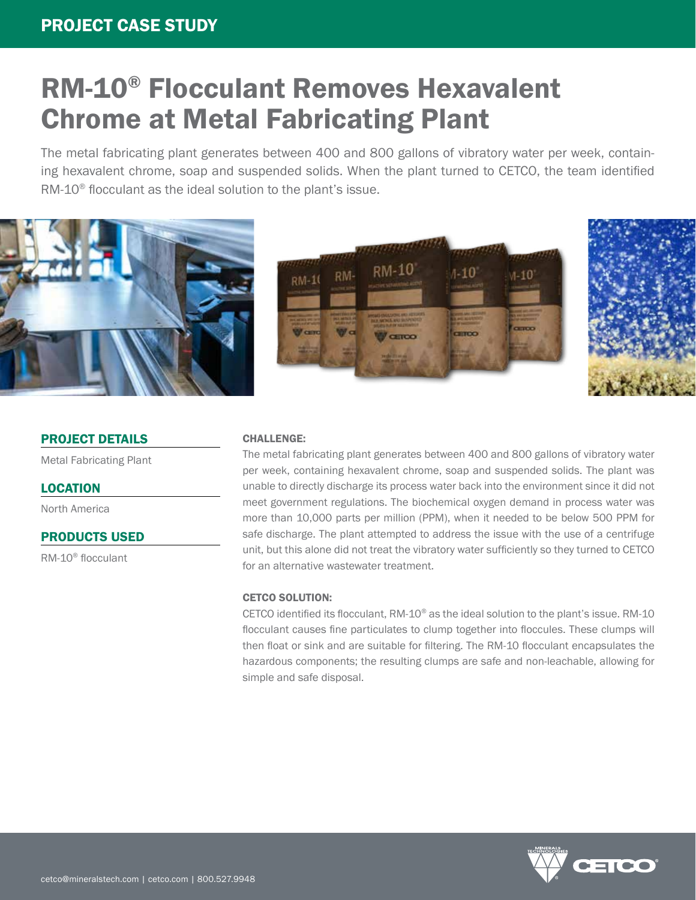# PROJECT CASE STUDY

# RM-10® Flocculant Removes Hexavalent Chrome at Metal Fabricating Plant

The metal fabricating plant generates between 400 and 800 gallons of vibratory water per week, containing hexavalent chrome, soap and suspended solids. When the plant turned to CETCO, the team identified RM-10® flocculant as the ideal solution to the plant's issue.

## PROJECT DETAILS

Metal Fabricating Plant

## LOCATION

North America

## PRODUCTS USED

RM-10® flocculant

### CHALLENGE:

The metal fabricating plant generates between 400 and 800 gallons of vibratory water per week, containing hexavalent chrome, soap and suspended solids. The plant was unable to directly discharge its process water back into the environment since it did not meet government regulations. The biochemical oxygen demand in process water was more than 10,000 parts per million (PPM), when it needed to be below 500 PPM for safe discharge. The plant attempted to address the issue with the use of a centrifuge unit, but this alone did not treat the vibratory water sufficiently so they turned to CETCO for an alternative wastewater treatment.

### CETCO SOLUTION:

CETCO identified its flocculant, RM-10® as the ideal solution to the plant's issue. RM-10 flocculant causes fine particulates to clump together into floccules. These clumps will then float or sink and are suitable for filtering. The RM-10 flocculant encapsulates the hazardous components; the resulting clumps are safe and non-leachable, allowing for simple and safe disposal.

cetco@mineralstech.com | cetco.com | 800.527.9948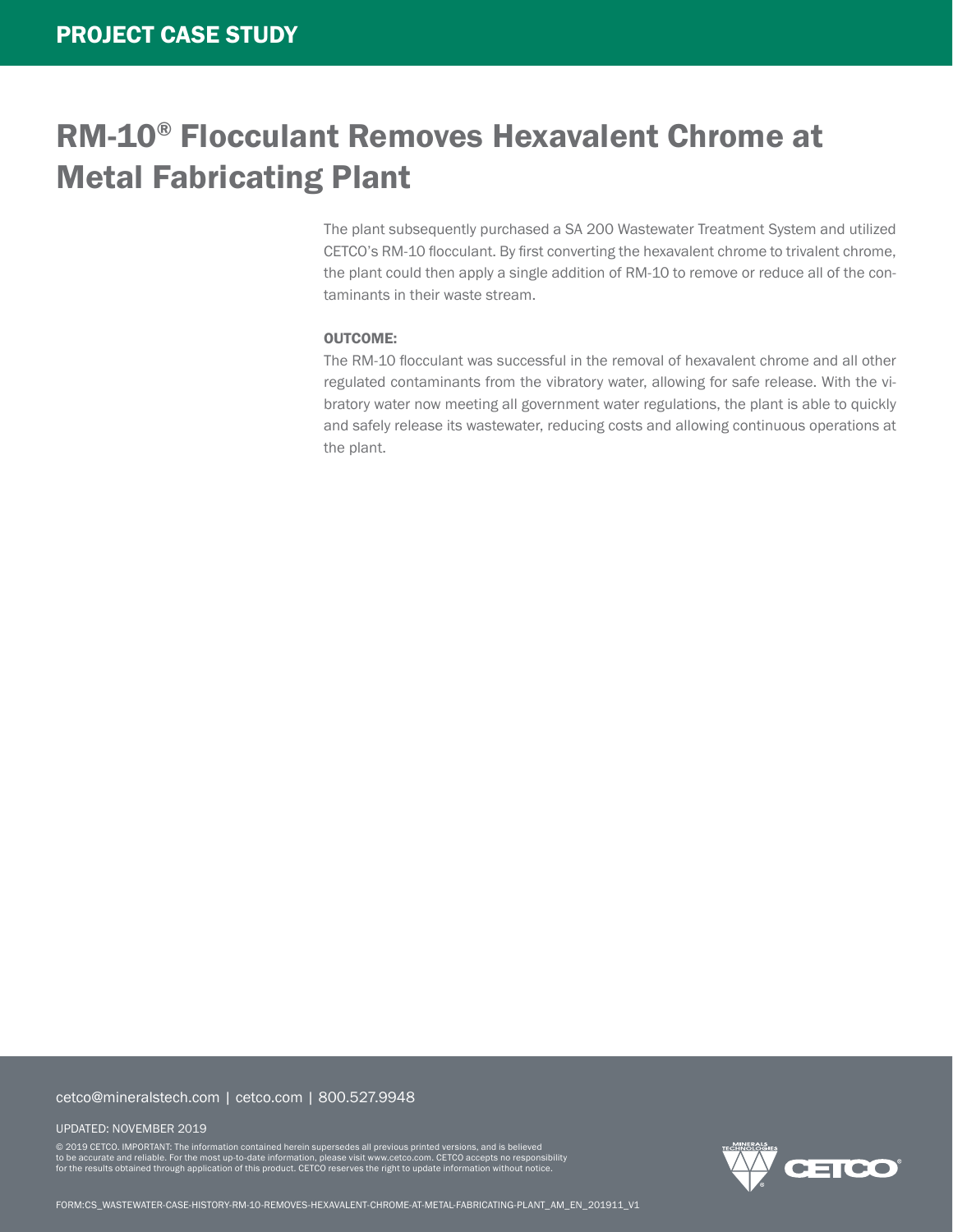# RM-10® Flocculant Removes Hexavalent Chrome at Metal Fabricating Plant

The plant subsequently purchased a SA 200 Wastewater Treatment System and utilized CETCO's RM-10 flocculant. By first converting the hexavalent chrome to trivalent chrome, the plant could then apply a single addition of RM-10 to remove or reduce all of the contaminants in their waste stream.

### OUTCOME:

The RM-10 flocculant was successful in the removal of hexavalent chrome and all other regulated contaminants from the vibratory water, allowing for safe release. With the vibratory water now meeting all government water regulations, the plant is able to quickly and safely release its wastewater, reducing costs and allowing continuous operations at the plant.

cetco@mineralstech.com | cetco.com | 800.527.9948

UPDATED: NOVEMBER 2019

© 2019 CETCO. IMPORTANT: The information contained herein supersedes all previous printed versions, and is believed to be accurate and reliable. For the most up-to-date information, please visit www.cetco.com. CETCO accepts no responsibility for the results obtained through application of this product. CETCO reserves the right to update information without notice.

FORM:CS_WASTEWATER-CASE-HISTORY-RM-10-REMOVES-HEXAVALENT-CHROME-AT-METAL-FABRICATING-PLANT_AM_EN_201911_V1